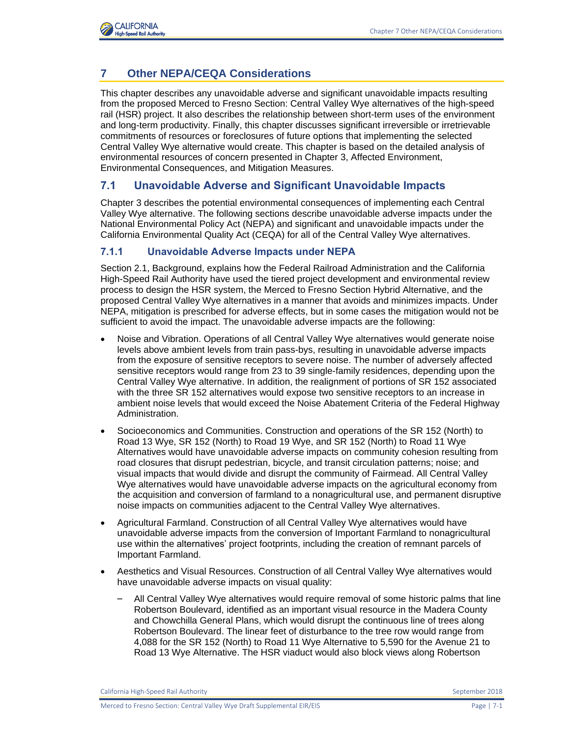# 7 Other NEPA/CEQA Considerations

This chapter describes any unavoidable adverse and significant unavoidable impacts resulting from the proposed Merced to Fresno Section: Central Valley Wye alternatives of the high-speed rail (HSR) project. It also describes the relationship between short-term uses of the environment and long-term productivity. Finally, this chapter discusses significant irreversible or irretrievable commitments of resources or foreclosures of future options that implementing the selected Central Valley Wye alternative would create. This chapter is based on the detailed analysis of environmental resources of concern presented in Chapter 3, Affected Environment, Environmental Consequences, and Mitigation Measures.

## 7.1 Unavoidable Adverse and Significant Unavoidable Impacts

Chapter 3 describes the potential environmental consequences of implementing each Central Valley Wye alternative. The following sections describe unavoidable adverse impacts under the National Environmental Policy Act (NEPA) and significant and unavoidable impacts under the California Environmental Quality Act (CEQA) for all of the Central Valley Wye alternatives.

### 7.1.1 Unavoidable Adverse Impacts under NEPA

Section 2.1, Background, explains how the Federal Railroad Administration and the California High-Speed Rail Authority have used the tiered project development and environmental review process to design the HSR system, the Merced to Fresno Section Hybrid Alternative, and the proposed Central Valley Wye alternatives in a manner that avoids and minimizes impacts. Under NEPA, mitigation is prescribed for adverse effects, but in some cases the mitigation would not be sufficient to avoid the impact. The unavoidable adverse impacts are the following:

- Noise and Vibration. Operations of all Central Valley Wye alternatives would generate noise levels above ambient levels from train pass-bys, resulting in unavoidable adverse impacts from the exposure of sensitive receptors to severe noise. The number of adversely affected sensitive receptors would range from 23 to 39 single-family residences, depending upon the Central Valley Wye alternative. In addition, the realignment of portions of SR 152 associated with the three SR 152 alternatives would expose two sensitive receptors to an increase in ambient noise levels that would exceed the Noise Abatement Criteria of the Federal Highway Administration.
- Socioeconomics and Communities. Construction and operations of the SR 152 (North) to Road 13 Wye, SR 152 (North) to Road 19 Wye, and SR 152 (North) to Road 11 Wye Alternatives would have unavoidable adverse impacts on community cohesion resulting from road closures that disrupt pedestrian, bicycle, and transit circulation patterns; noise; and visual impacts that would divide and disrupt the community of Fairmead. All Central Valley Wye alternatives would have unavoidable adverse impacts on the agricultural economy from the acquisition and conversion of farmland to a nonagricultural use, and permanent disruptive noise impacts on communities adjacent to the Central Valley Wye alternatives.
- Agricultural Farmland. Construction of all Central Valley Wye alternatives would have unavoidable adverse impacts from the conversion of Important Farmland to nonagricultural use within the alternatives' project footprints, including the creation of remnant parcels of Important Farmland.
- Aesthetics and Visual Resources. Construction of all Central Valley Wye alternatives would have unavoidable adverse impacts on visual quality:
  - All Central Valley Wye alternatives would require removal of some historic palms that line Robertson Boulevard, identified as an important visual resource in the Madera County and Chowchilla General Plans, which would disrupt the continuous line of trees along Robertson Boulevard. The linear feet of disturbance to the tree row would range from 4,088 for the SR 152 (North) to Road 11 Wye Alternative to 5,590 for the Avenue 21 to Road 13 Wye Alternative. The HSR viaduct would also block views along Robertson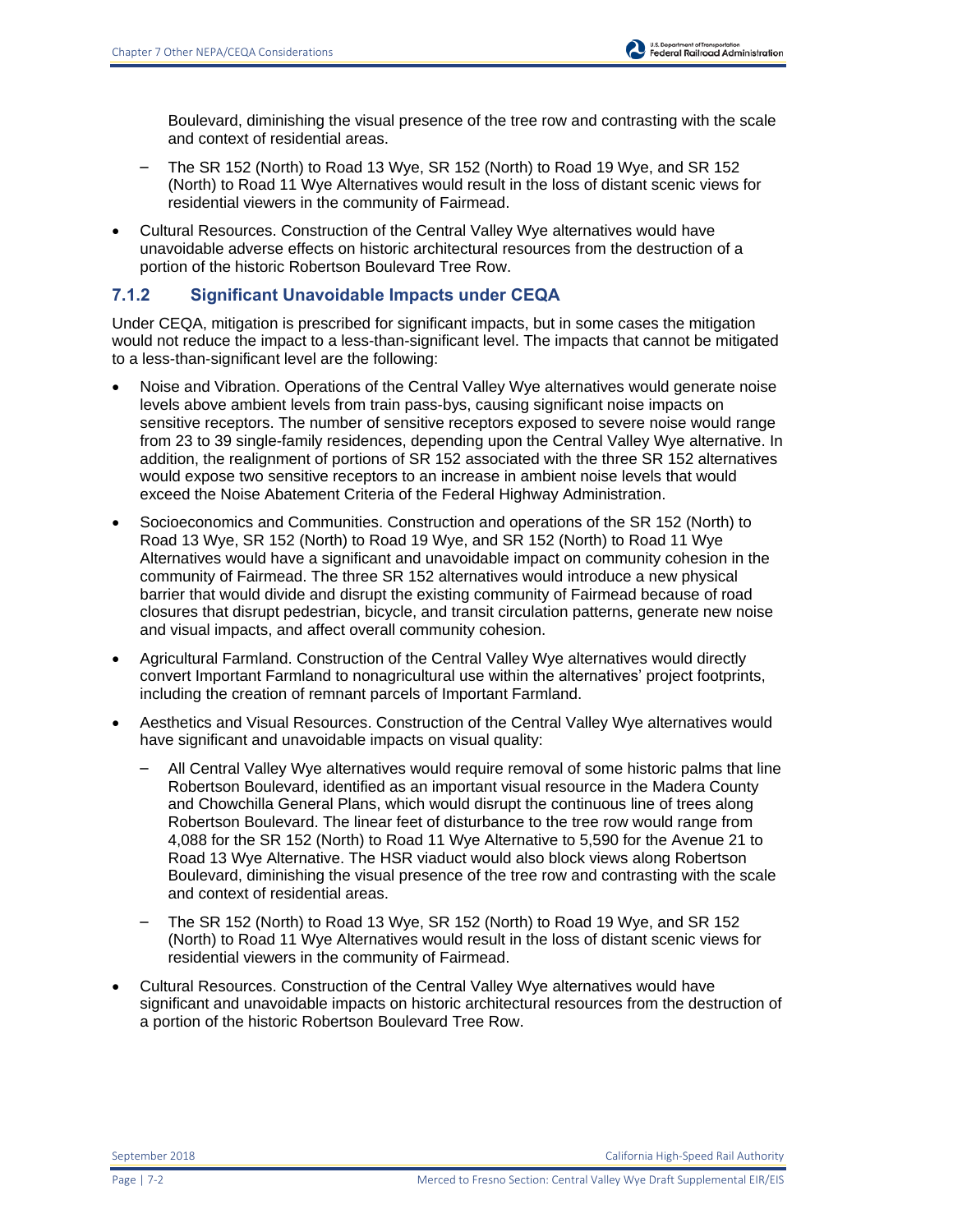Boulevard, diminishing the visual presence of the tree row and contrasting with the scale and context of residential areas.

  – The SR 152 (North) to Road 13 Wye, SR 152 (North) to Road 19 Wye, and SR 152 (North) to Road 11 Wye Alternatives would result in the loss of distant scenic views for residential viewers in the community of Fairmead.

- Cultural Resources. Construction of the Central Valley Wye alternatives would have unavoidable adverse effects on historic architectural resources from the destruction of a portion of the historic Robertson Boulevard Tree Row.

### 7.1.2 Significant Unavoidable Impacts under CEQA

Under CEQA, mitigation is prescribed for significant impacts, but in some cases the mitigation would not reduce the impact to a less-than-significant level. The impacts that cannot be mitigated to a less-than-significant level are the following:

- Noise and Vibration. Operations of the Central Valley Wye alternatives would generate noise levels above ambient levels from train pass-bys, causing significant noise impacts on sensitive receptors. The number of sensitive receptors exposed to severe noise would range from 23 to 39 single-family residences, depending upon the Central Valley Wye alternative. In addition, the realignment of portions of SR 152 associated with the three SR 152 alternatives would expose two sensitive receptors to an increase in ambient noise levels that would exceed the Noise Abatement Criteria of the Federal Highway Administration.
- Socioeconomics and Communities. Construction and operations of the SR 152 (North) to Road 13 Wye, SR 152 (North) to Road 19 Wye, and SR 152 (North) to Road 11 Wye Alternatives would have a significant and unavoidable impact on community cohesion in the community of Fairmead. The three SR 152 alternatives would introduce a new physical barrier that would divide and disrupt the existing community of Fairmead because of road closures that disrupt pedestrian, bicycle, and transit circulation patterns, generate new noise and visual impacts, and affect overall community cohesion.
- Agricultural Farmland. Construction of the Central Valley Wye alternatives would directly convert Important Farmland to nonagricultural use within the alternatives' project footprints, including the creation of remnant parcels of Important Farmland.
- Aesthetics and Visual Resources. Construction of the Central Valley Wye alternatives would have significant and unavoidable impacts on visual quality:
  – All Central Valley Wye alternatives would require removal of some historic palms that line Robertson Boulevard, identified as an important visual resource in the Madera County and Chowchilla General Plans, which would disrupt the continuous line of trees along Robertson Boulevard. The linear feet of disturbance to the tree row would range from 4,088 for the SR 152 (North) to Road 11 Wye Alternative to 5,590 for the Avenue 21 to Road 13 Wye Alternative. The HSR viaduct would also block views along Robertson Boulevard, diminishing the visual presence of the tree row and contrasting with the scale and context of residential areas.
  – The SR 152 (North) to Road 13 Wye, SR 152 (North) to Road 19 Wye, and SR 152 (North) to Road 11 Wye Alternatives would result in the loss of distant scenic views for residential viewers in the community of Fairmead.
- Cultural Resources. Construction of the Central Valley Wye alternatives would have significant and unavoidable impacts on historic architectural resources from the destruction of a portion of the historic Robertson Boulevard Tree Row.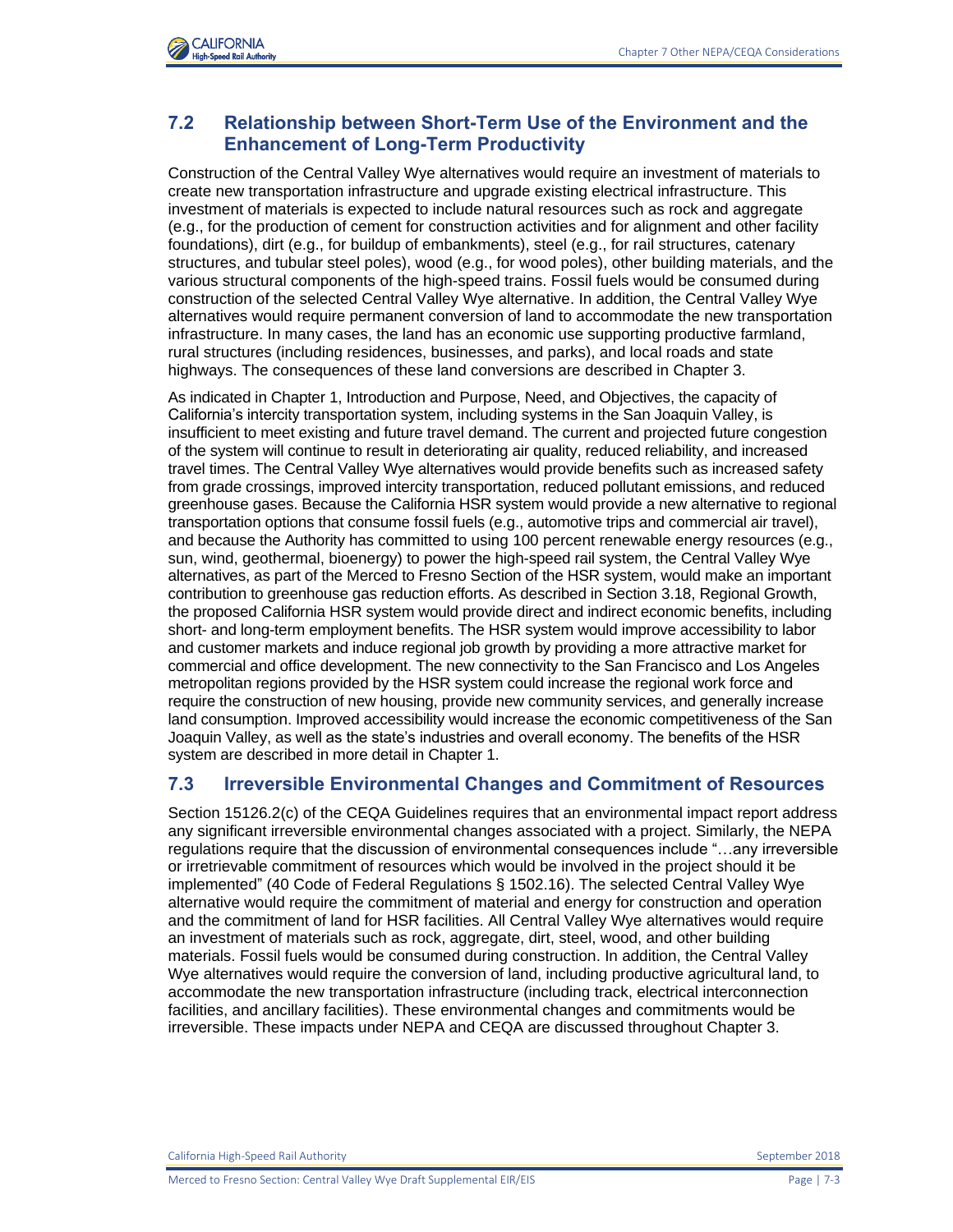## 7.2 Relationship between Short-Term Use of the Environment and the Enhancement of Long-Term Productivity

Construction of the Central Valley Wye alternatives would require an investment of materials to create new transportation infrastructure and upgrade existing electrical infrastructure. This investment of materials is expected to include natural resources such as rock and aggregate (e.g., for the production of cement for construction activities and for alignment and other facility foundations), dirt (e.g., for buildup of embankments), steel (e.g., for rail structures, catenary structures, and tubular steel poles), wood (e.g., for wood poles), other building materials, and the various structural components of the high-speed trains. Fossil fuels would be consumed during construction of the selected Central Valley Wye alternative. In addition, the Central Valley Wye alternatives would require permanent conversion of land to accommodate the new transportation infrastructure. In many cases, the land has an economic use supporting productive farmland, rural structures (including residences, businesses, and parks), and local roads and state highways. The consequences of these land conversions are described in Chapter 3.

As indicated in Chapter 1, Introduction and Purpose, Need, and Objectives, the capacity of California's intercity transportation system, including systems in the San Joaquin Valley, is insufficient to meet existing and future travel demand. The current and projected future congestion of the system will continue to result in deteriorating air quality, reduced reliability, and increased travel times. The Central Valley Wye alternatives would provide benefits such as increased safety from grade crossings, improved intercity transportation, reduced pollutant emissions, and reduced greenhouse gases. Because the California HSR system would provide a new alternative to regional transportation options that consume fossil fuels (e.g., automotive trips and commercial air travel), and because the Authority has committed to using 100 percent renewable energy resources (e.g., sun, wind, geothermal, bioenergy) to power the high-speed rail system, the Central Valley Wye alternatives, as part of the Merced to Fresno Section of the HSR system, would make an important contribution to greenhouse gas reduction efforts. As described in Section 3.18, Regional Growth, the proposed California HSR system would provide direct and indirect economic benefits, including short- and long-term employment benefits. The HSR system would improve accessibility to labor and customer markets and induce regional job growth by providing a more attractive market for commercial and office development. The new connectivity to the San Francisco and Los Angeles metropolitan regions provided by the HSR system could increase the regional work force and require the construction of new housing, provide new community services, and generally increase land consumption. Improved accessibility would increase the economic competitiveness of the San Joaquin Valley, as well as the state's industries and overall economy. The benefits of the HSR system are described in more detail in Chapter 1.

## 7.3 Irreversible Environmental Changes and Commitment of Resources

Section 15126.2(c) of the CEQA Guidelines requires that an environmental impact report address any significant irreversible environmental changes associated with a project. Similarly, the NEPA regulations require that the discussion of environmental consequences include "…any irreversible or irretrievable commitment of resources which would be involved in the project should it be implemented" (40 Code of Federal Regulations § 1502.16). The selected Central Valley Wye alternative would require the commitment of material and energy for construction and operation and the commitment of land for HSR facilities. All Central Valley Wye alternatives would require an investment of materials such as rock, aggregate, dirt, steel, wood, and other building materials. Fossil fuels would be consumed during construction. In addition, the Central Valley Wye alternatives would require the conversion of land, including productive agricultural land, to accommodate the new transportation infrastructure (including track, electrical interconnection facilities, and ancillary facilities). These environmental changes and commitments would be irreversible. These impacts under NEPA and CEQA are discussed throughout Chapter 3.